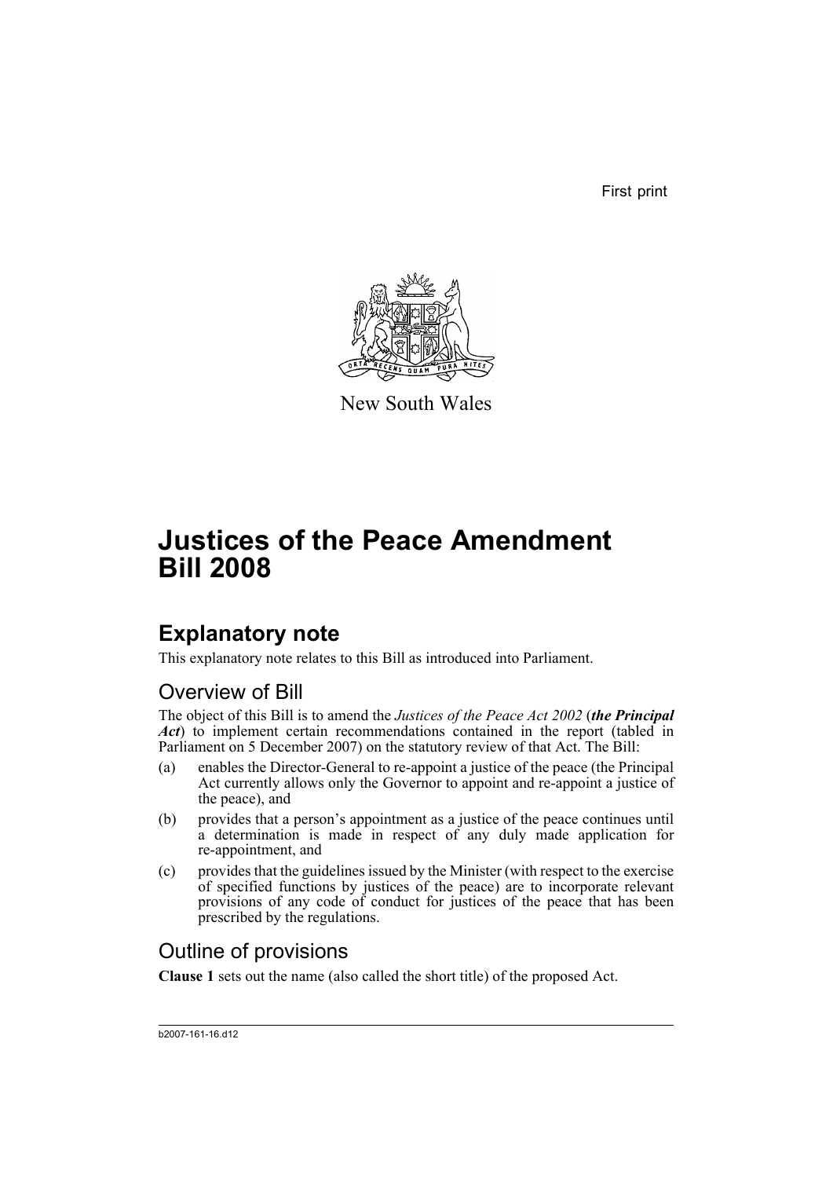First print

New South Wales

# Justices of the Peace Amendment Bill 2008

## Explanatory note

This explanatory note relates to this Bill as introduced into Parliament.

### Overview of Bill

The object of this Bill is to amend the *Justices of the Peace Act 2002* (***the Principal Act***) to implement certain recommendations contained in the report (tabled in Parliament on 5 December 2007) on the statutory review of that Act. The Bill:

(a) enables the Director-General to re-appoint a justice of the peace (the Principal Act currently allows only the Governor to appoint and re-appoint a justice of the peace), and

(b) provides that a person's appointment as a justice of the peace continues until a determination is made in respect of any duly made application for re-appointment, and

(c) provides that the guidelines issued by the Minister (with respect to the exercise of specified functions by justices of the peace) are to incorporate relevant provisions of any code of conduct for justices of the peace that has been prescribed by the regulations.

### Outline of provisions

**Clause 1** sets out the name (also called the short title) of the proposed Act.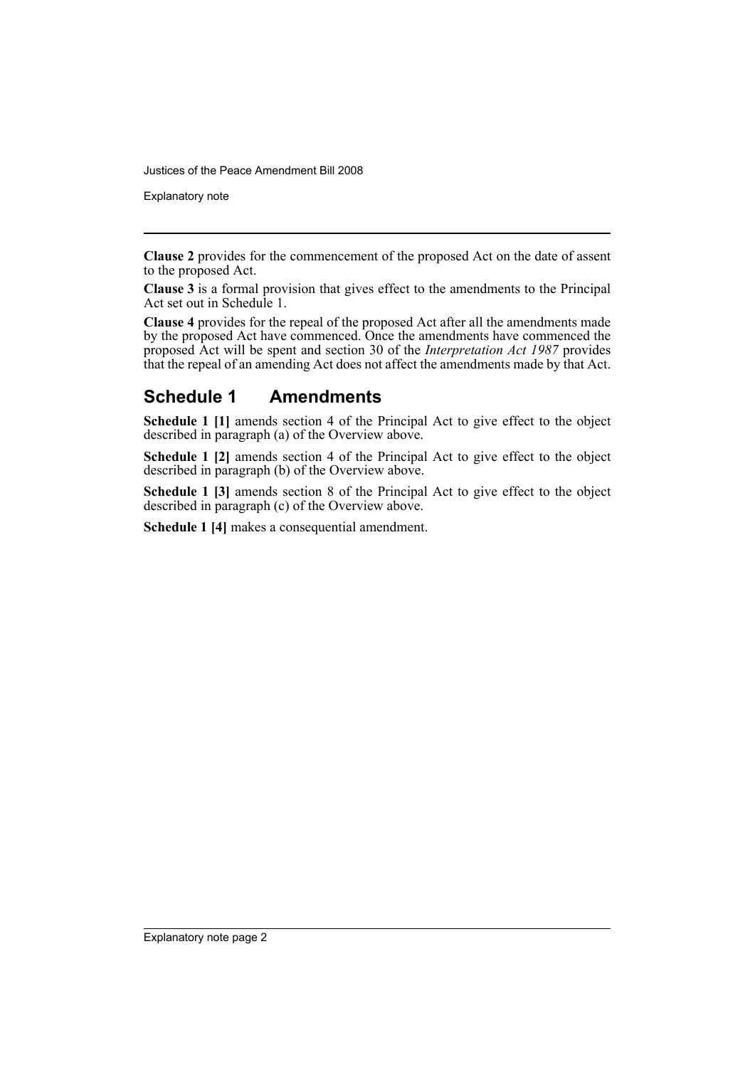**Clause 2** provides for the commencement of the proposed Act on the date of assent to the proposed Act.

**Clause 3** is a formal provision that gives effect to the amendments to the Principal Act set out in Schedule 1.

**Clause 4** provides for the repeal of the proposed Act after all the amendments made by the proposed Act have commenced. Once the amendments have commenced the proposed Act will be spent and section 30 of the *Interpretation Act 1987* provides that the repeal of an amending Act does not affect the amendments made by that Act.

## Schedule 1 Amendments

**Schedule 1 [1]** amends section 4 of the Principal Act to give effect to the object described in paragraph (a) of the Overview above.

**Schedule 1 [2]** amends section 4 of the Principal Act to give effect to the object described in paragraph (b) of the Overview above.

**Schedule 1 [3]** amends section 8 of the Principal Act to give effect to the object described in paragraph (c) of the Overview above.

**Schedule 1 [4]** makes a consequential amendment.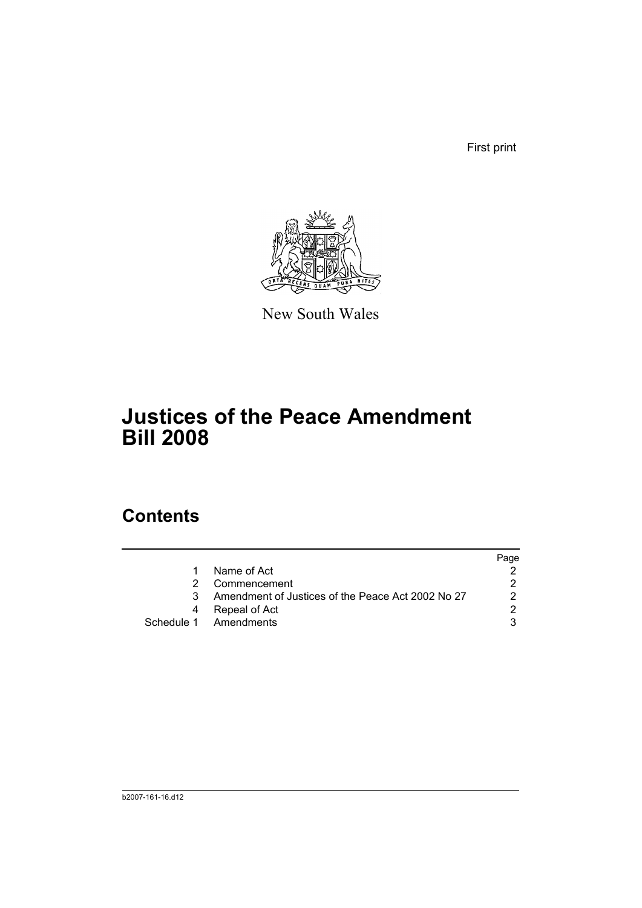First print

New South Wales

# Justices of the Peace Amendment Bill 2008

## Contents

| | | Page |
|---|---|---|
| 1 | Name of Act | 2 |
| 2 | Commencement | 2 |
| 3 | Amendment of Justices of the Peace Act 2002 No 27 | 2 |
| 4 | Repeal of Act | 2 |
| Schedule 1 | Amendments | 3 |

b2007-161-16.d12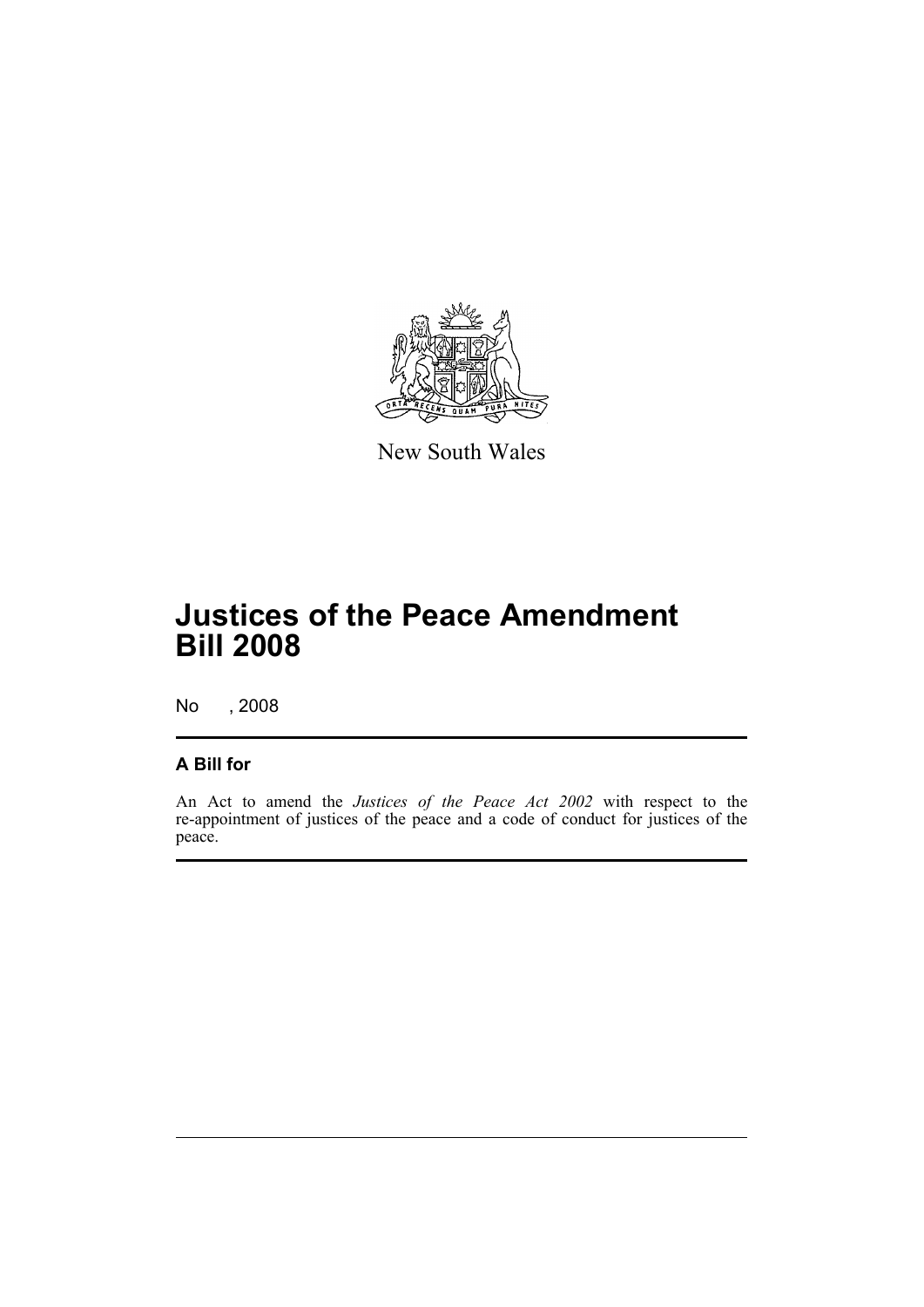New South Wales

# Justices of the Peace Amendment Bill 2008

No , 2008

## A Bill for

An Act to amend the *Justices of the Peace Act 2002* with respect to the re-appointment of justices of the peace and a code of conduct for justices of the peace.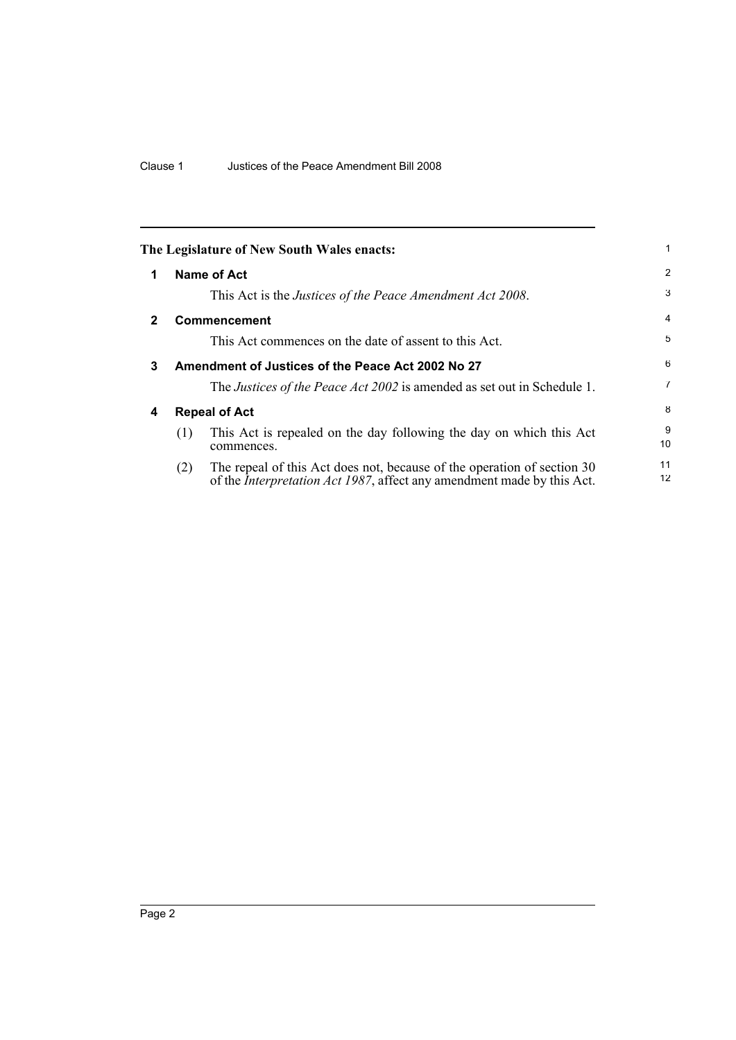The Legislature of New South Wales enacts:

## 1 Name of Act

This Act is the *Justices of the Peace Amendment Act 2008*.

## 2 Commencement

This Act commences on the date of assent to this Act.

## 3 Amendment of Justices of the Peace Act 2002 No 27

The *Justices of the Peace Act 2002* is amended as set out in Schedule 1.

## 4 Repeal of Act

(1) This Act is repealed on the day following the day on which this Act commences.

(2) The repeal of this Act does not, because of the operation of section 30 of the *Interpretation Act 1987*, affect any amendment made by this Act.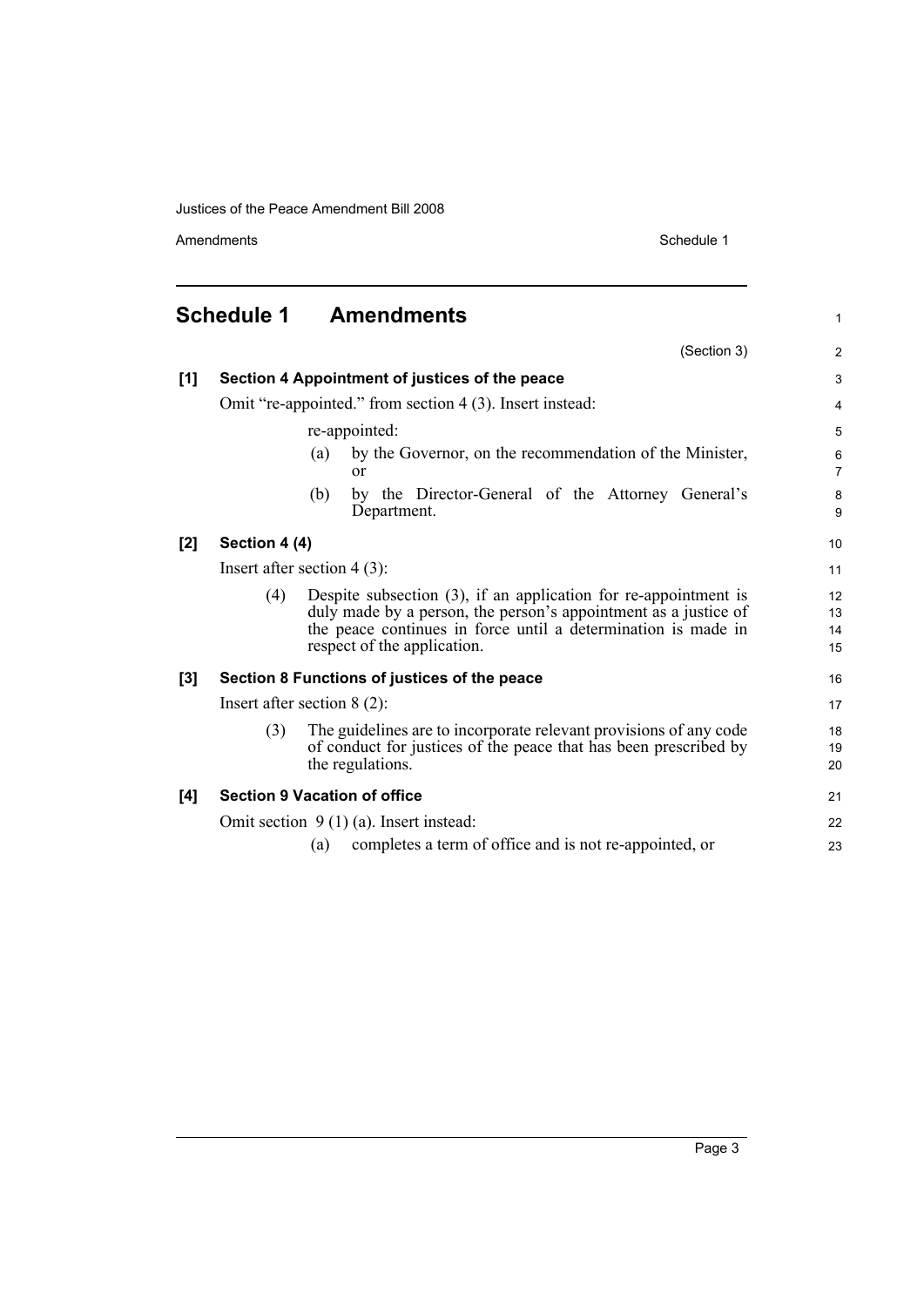# Schedule 1 Amendments

(Section 3)

**[1] Section 4 Appointment of justices of the peace**

Omit "re-appointed." from section 4 (3). Insert instead:

re-appointed:

(a) by the Governor, on the recommendation of the Minister, or

(b) by the Director-General of the Attorney General's Department.

**[2] Section 4 (4)**

Insert after section 4 (3):

(4) Despite subsection (3), if an application for re-appointment is duly made by a person, the person's appointment as a justice of the peace continues in force until a determination is made in respect of the application.

**[3] Section 8 Functions of justices of the peace**

Insert after section 8 (2):

(3) The guidelines are to incorporate relevant provisions of any code of conduct for justices of the peace that has been prescribed by the regulations.

**[4] Section 9 Vacation of office**

Omit section 9 (1) (a). Insert instead:

(a) completes a term of office and is not re-appointed, or